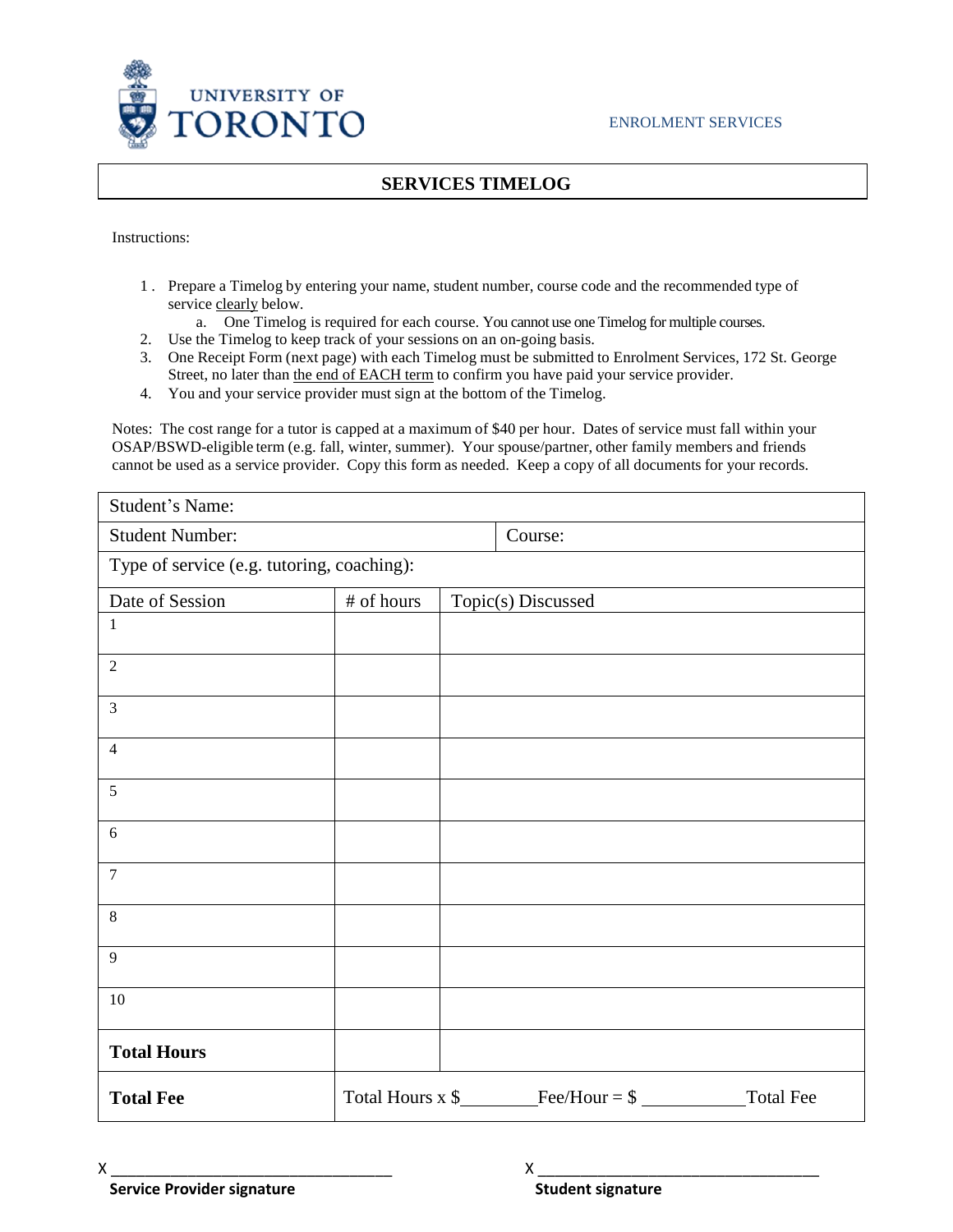UNIVERSITY OF TORONTO

ENROLMENT SERVICES

# SERVICES TIMELOG

Instructions:

1. Prepare a Timelog by entering your name, student number, course code and the recommended type of service <u>clearly</u> below.
   a. One Timelog is required for each course. You cannot use one Timelog for multiple courses.
2. Use the Timelog to keep track of your sessions on an on-going basis.
3. One Receipt Form (next page) with each Timelog must be submitted to Enrolment Services, 172 St. George Street, no later than <u>the end of EACH term</u> to confirm you have paid your service provider.
4. You and your service provider must sign at the bottom of the Timelog.

Notes: The cost range for a tutor is capped at a maximum of $40 per hour. Dates of service must fall within your OSAP/BSWD-eligible term (e.g. fall, winter, summer). Your spouse/partner, other family members and friends cannot be used as a service provider. Copy this form as needed. Keep a copy of all documents for your records.

| Student's Name: | | |
|---|---|---|
| Student Number: | | Course: |
| Type of service (e.g. tutoring, coaching): | | |
| **Date of Session** | **# of hours** | **Topic(s) Discussed** |
| 1 | | |
| 2 | | |
| 3 | | |
| 4 | | |
| 5 | | |
| 6 | | |
| 7 | | |
| 8 | | |
| 9 | | |
| 10 | | |
| **Total Hours** | | |
| **Total Fee** | Total Hours x $________ Fee/Hour = $ ___________ Total Fee | |

X ___________________________________
**Service Provider signature**

X ___________________________________
**Student signature**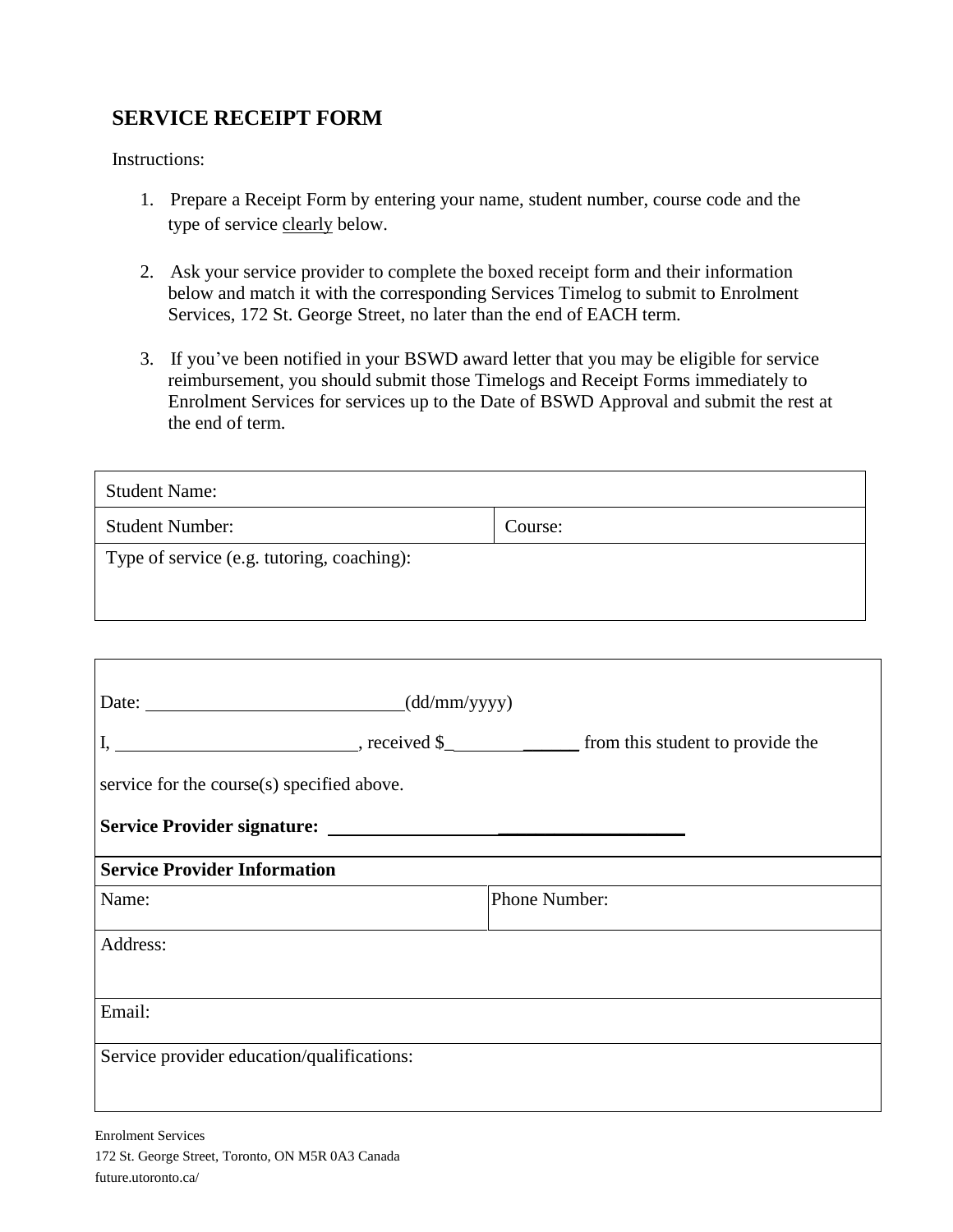## SERVICE RECEIPT FORM

Instructions:

1. Prepare a Receipt Form by entering your name, student number, course code and the type of service clearly below.

2. Ask your service provider to complete the boxed receipt form and their information below and match it with the corresponding Services Timelog to submit to Enrolment Services, 172 St. George Street, no later than the end of EACH term.

3. If you've been notified in your BSWD award letter that you may be eligible for service reimbursement, you should submit those Timelogs and Receipt Forms immediately to Enrolment Services for services up to the Date of BSWD Approval and submit the rest at the end of term.

| | |
|---|---|
| Student Name: | |
| Student Number: | Course: |
| Type of service (e.g. tutoring, coaching): | |

Date: ____________________________(dd/mm/yyyy)

I, ___________________________, received $_______________ from this student to provide the service for the course(s) specified above.

**Service Provider signature:** _________________________________________

| **Service Provider Information** | |
|---|---|
| Name: | Phone Number: |
| Address: | |
| Email: | |
| Service provider education/qualifications: | |

Enrolment Services
172 St. George Street, Toronto, ON M5R 0A3 Canada
future.utoronto.ca/